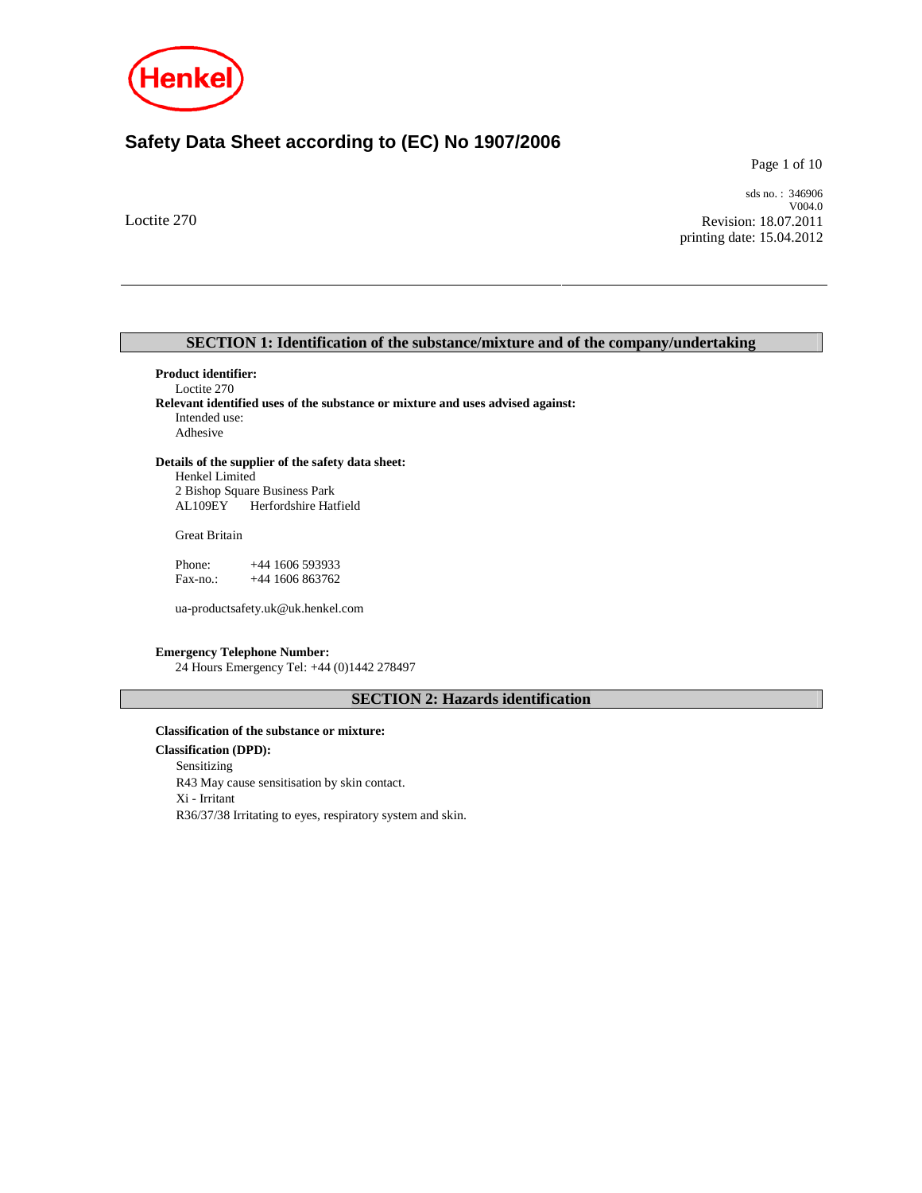Henkel

# Safety Data Sheet according to (EC) No 1907/2006

Loctite 270

sds no. : 346906
V004.0
Revision: 18.07.2011
printing date: 15.04.2012

## SECTION 1: Identification of the substance/mixture and of the company/undertaking

**Product identifier:**
Loctite 270

**Relevant identified uses of the substance or mixture and uses advised against:**
Intended use:
Adhesive

**Details of the supplier of the safety data sheet:**
Henkel Limited
2 Bishop Square Business Park
AL109EY Herfordshire Hatfield

Great Britain

Phone: +44 1606 593933
Fax-no.: +44 1606 863762

ua-productsafety.uk@uk.henkel.com

**Emergency Telephone Number:**
24 Hours Emergency Tel: +44 (0)1442 278497

## SECTION 2: Hazards identification

**Classification of the substance or mixture:**

**Classification (DPD):**

Sensitizing
R43 May cause sensitisation by skin contact.
Xi - Irritant
R36/37/38 Irritating to eyes, respiratory system and skin.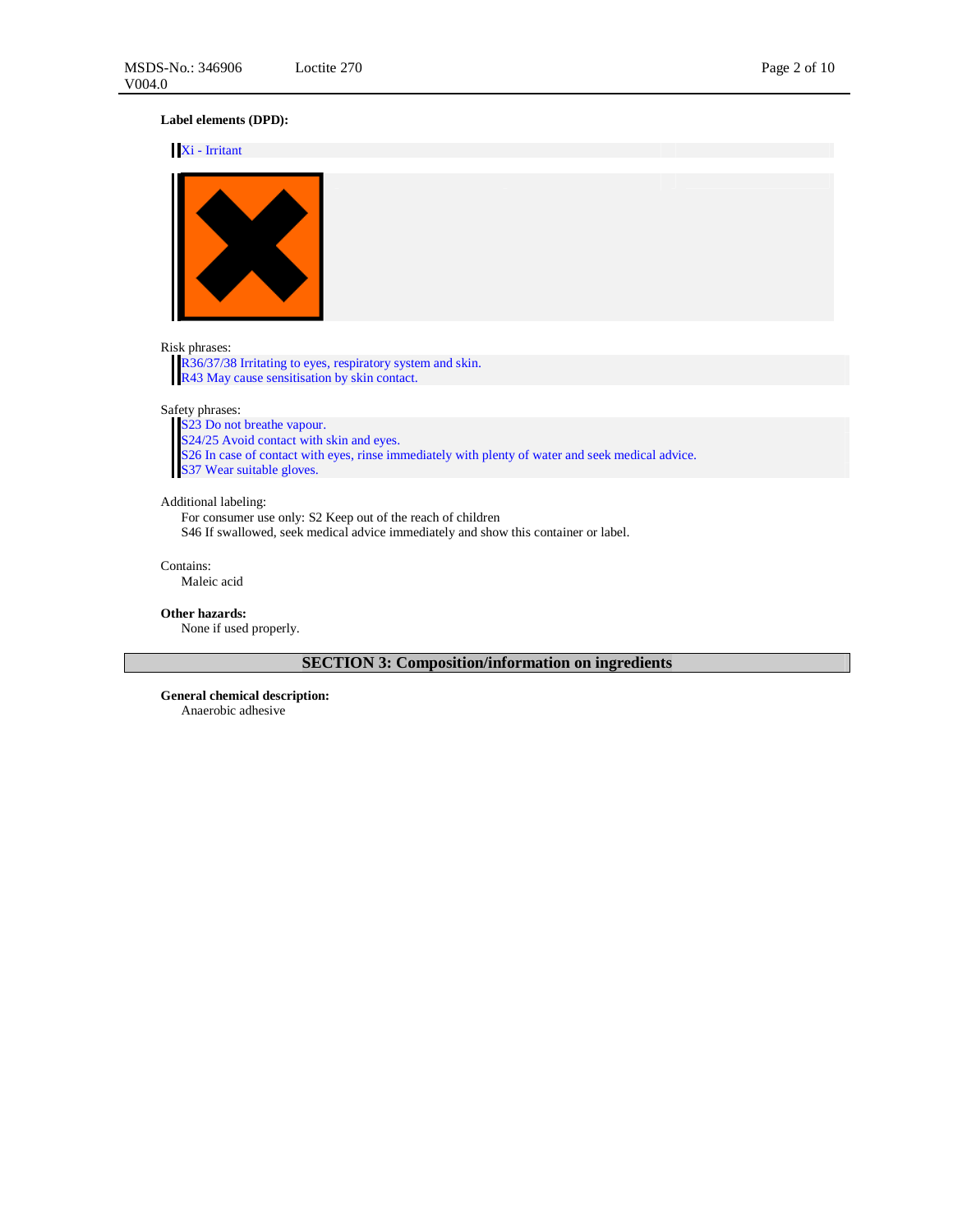**Label elements (DPD):**

Xi - Irritant

Risk phrases:

R36/37/38 Irritating to eyes, respiratory system and skin.
R43 May cause sensitisation by skin contact.

Safety phrases:

S23 Do not breathe vapour.
S24/25 Avoid contact with skin and eyes.
S26 In case of contact with eyes, rinse immediately with plenty of water and seek medical advice.
S37 Wear suitable gloves.

Additional labeling:

For consumer use only: S2 Keep out of the reach of children
S46 If swallowed, seek medical advice immediately and show this container or label.

Contains:

Maleic acid

**Other hazards:**

None if used properly.

## SECTION 3: Composition/information on ingredients

**General chemical description:**

Anaerobic adhesive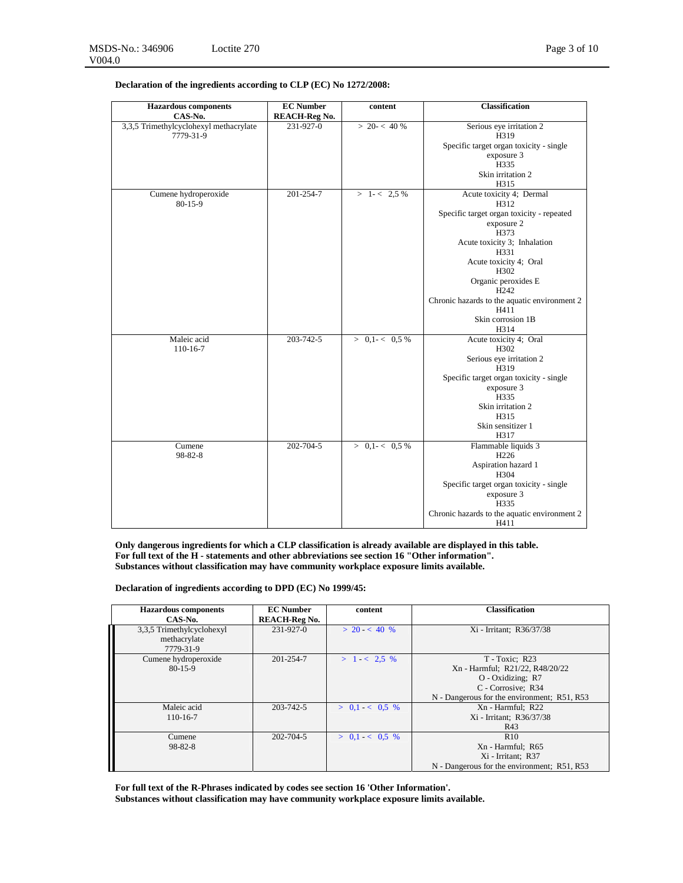**Declaration of the ingredients according to CLP (EC) No 1272/2008:**

| Hazardous components<br>CAS-No. | EC Number<br>REACH-Reg No. | content | Classification |
|---|---|---|---|
| 3,3,5 Trimethylcyclohexyl methacrylate<br>7779-31-9 | 231-927-0 | > 20- < 40 % | Serious eye irritation 2<br>H319<br>Specific target organ toxicity - single exposure 3<br>H335<br>Skin irritation 2<br>H315 |
| Cumene hydroperoxide<br>80-15-9 | 201-254-7 | > 1- < 2,5 % | Acute toxicity 4; Dermal<br>H312<br>Specific target organ toxicity - repeated exposure 2<br>H373<br>Acute toxicity 3; Inhalation<br>H331<br>Acute toxicity 4; Oral<br>H302<br>Organic peroxides E<br>H242<br>Chronic hazards to the aquatic environment 2<br>H411<br>Skin corrosion 1B<br>H314 |
| Maleic acid<br>110-16-7 | 203-742-5 | > 0,1- < 0,5 % | Acute toxicity 4; Oral<br>H302<br>Serious eye irritation 2<br>H319<br>Specific target organ toxicity - single exposure 3<br>H335<br>Skin irritation 2<br>H315<br>Skin sensitizer 1<br>H317 |
| Cumene<br>98-82-8 | 202-704-5 | > 0,1- < 0,5 % | Flammable liquids 3<br>H226<br>Aspiration hazard 1<br>H304<br>Specific target organ toxicity - single exposure 3<br>H335<br>Chronic hazards to the aquatic environment 2<br>H411 |

**Only dangerous ingredients for which a CLP classification is already available are displayed in this table.**
**For full text of the H - statements and other abbreviations see section 16 "Other information".**
**Substances without classification may have community workplace exposure limits available.**

**Declaration of ingredients according to DPD (EC) No 1999/45:**

| Hazardous components<br>CAS-No. | EC Number<br>REACH-Reg No. | content | Classification |
|---|---|---|---|
| 3,3,5 Trimethylcyclohexyl methacrylate<br>7779-31-9 | 231-927-0 | > 20 - < 40 % | Xi - Irritant; R36/37/38 |
| Cumene hydroperoxide<br>80-15-9 | 201-254-7 | > 1 - < 2,5 % | T - Toxic; R23<br>Xn - Harmful; R21/22, R48/20/22<br>O - Oxidizing; R7<br>C - Corrosive; R34<br>N - Dangerous for the environment; R51, R53 |
| Maleic acid<br>110-16-7 | 203-742-5 | > 0,1 - < 0,5 % | Xn - Harmful; R22<br>Xi - Irritant; R36/37/38<br>R43 |
| Cumene<br>98-82-8 | 202-704-5 | > 0,1 - < 0,5 % | R10<br>Xn - Harmful; R65<br>Xi - Irritant; R37<br>N - Dangerous for the environment; R51, R53 |

**For full text of the R-Phrases indicated by codes see section 16 'Other Information'.**
**Substances without classification may have community workplace exposure limits available.**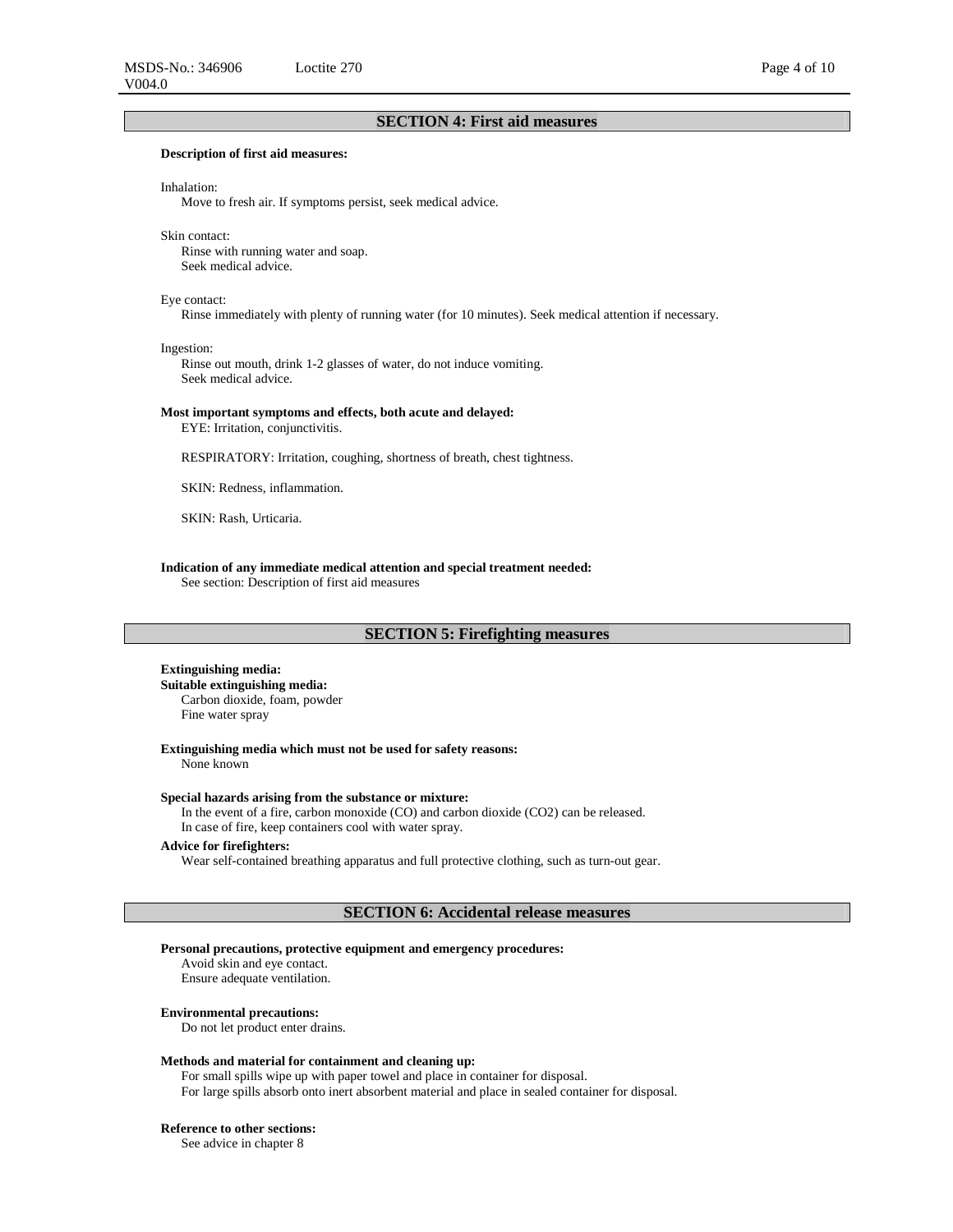## SECTION 4: First aid measures

**Description of first aid measures:**

Inhalation:
Move to fresh air. If symptoms persist, seek medical advice.

Skin contact:
Rinse with running water and soap.
Seek medical advice.

Eye contact:
Rinse immediately with plenty of running water (for 10 minutes). Seek medical attention if necessary.

Ingestion:
Rinse out mouth, drink 1-2 glasses of water, do not induce vomiting.
Seek medical advice.

**Most important symptoms and effects, both acute and delayed:**

EYE: Irritation, conjunctivitis.

RESPIRATORY: Irritation, coughing, shortness of breath, chest tightness.

SKIN: Redness, inflammation.

SKIN: Rash, Urticaria.

**Indication of any immediate medical attention and special treatment needed:**

See section: Description of first aid measures

## SECTION 5: Firefighting measures

**Extinguishing media:**

**Suitable extinguishing media:**

Carbon dioxide, foam, powder
Fine water spray

**Extinguishing media which must not be used for safety reasons:**

None known

**Special hazards arising from the substance or mixture:**

In the event of a fire, carbon monoxide (CO) and carbon dioxide ($CO_2$) can be released.
In case of fire, keep containers cool with water spray.

**Advice for firefighters:**

Wear self-contained breathing apparatus and full protective clothing, such as turn-out gear.

## SECTION 6: Accidental release measures

**Personal precautions, protective equipment and emergency procedures:**

Avoid skin and eye contact.
Ensure adequate ventilation.

**Environmental precautions:**

Do not let product enter drains.

**Methods and material for containment and cleaning up:**

For small spills wipe up with paper towel and place in container for disposal.
For large spills absorb onto inert absorbent material and place in sealed container for disposal.

**Reference to other sections:**

See advice in chapter 8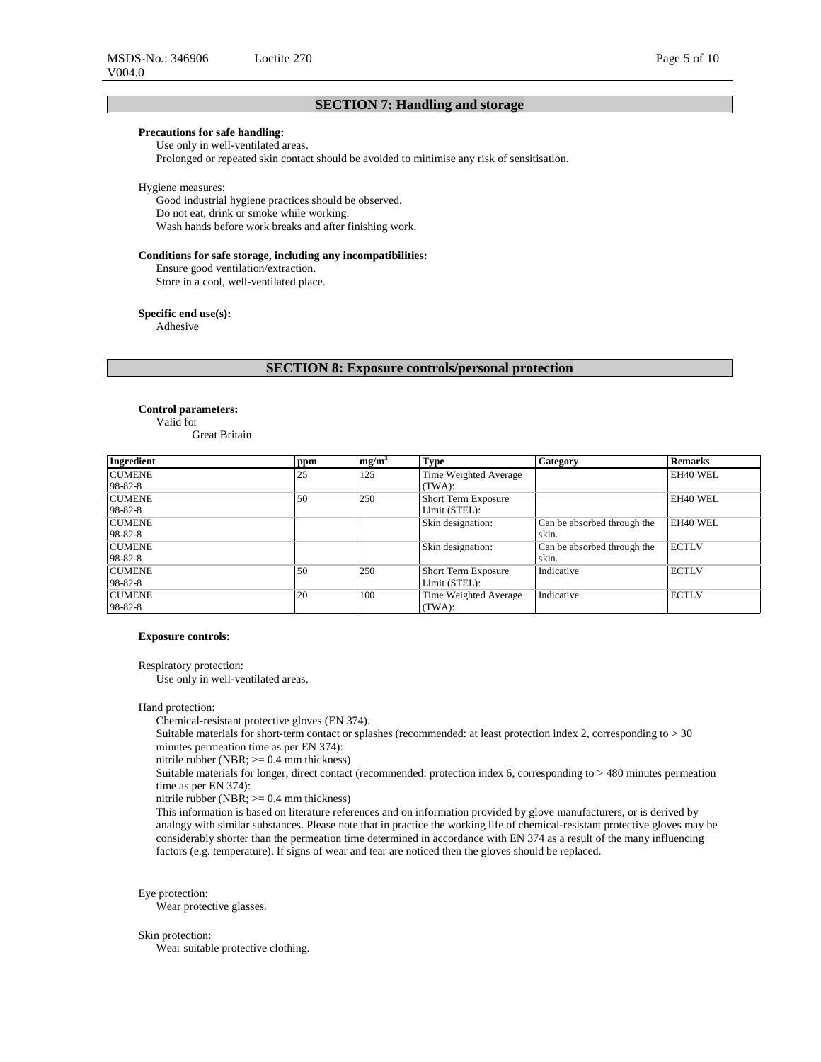## SECTION 7: Handling and storage

**Precautions for safe handling:**

Use only in well-ventilated areas.
Prolonged or repeated skin contact should be avoided to minimise any risk of sensitisation.

Hygiene measures:

Good industrial hygiene practices should be observed.
Do not eat, drink or smoke while working.
Wash hands before work breaks and after finishing work.

**Conditions for safe storage, including any incompatibilities:**

Ensure good ventilation/extraction.
Store in a cool, well-ventilated place.

**Specific end use(s):**

Adhesive

## SECTION 8: Exposure controls/personal protection

**Control parameters:**

Valid for
Great Britain

| Ingredient | ppm | $mg/m^3$ | Type | Category | Remarks |
|---|---|---|---|---|---|
| CUMENE 98-82-8 | 25 | 125 | Time Weighted Average (TWA): | | EH40 WEL |
| CUMENE 98-82-8 | 50 | 250 | Short Term Exposure Limit (STEL): | | EH40 WEL |
| CUMENE 98-82-8 | | | Skin designation: | Can be absorbed through the skin. | EH40 WEL |
| CUMENE 98-82-8 | | | Skin designation: | Can be absorbed through the skin. | ECTLV |
| CUMENE 98-82-8 | 50 | 250 | Short Term Exposure Limit (STEL): | Indicative | ECTLV |
| CUMENE 98-82-8 | 20 | 100 | Time Weighted Average (TWA): | Indicative | ECTLV |

**Exposure controls:**

Respiratory protection:

Use only in well-ventilated areas.

Hand protection:

Chemical-resistant protective gloves (EN 374).
Suitable materials for short-term contact or splashes (recommended: at least protection index 2, corresponding to > 30 minutes permeation time as per EN 374):
nitrile rubber (NBR; >= 0.4 mm thickness)
Suitable materials for longer, direct contact (recommended: protection index 6, corresponding to > 480 minutes permeation time as per EN 374):
nitrile rubber (NBR; >= 0.4 mm thickness)
This information is based on literature references and on information provided by glove manufacturers, or is derived by analogy with similar substances. Please note that in practice the working life of chemical-resistant protective gloves may be considerably shorter than the permeation time determined in accordance with EN 374 as a result of the many influencing factors (e.g. temperature). If signs of wear and tear are noticed then the gloves should be replaced.

Eye protection:

Wear protective glasses.

Skin protection:

Wear suitable protective clothing.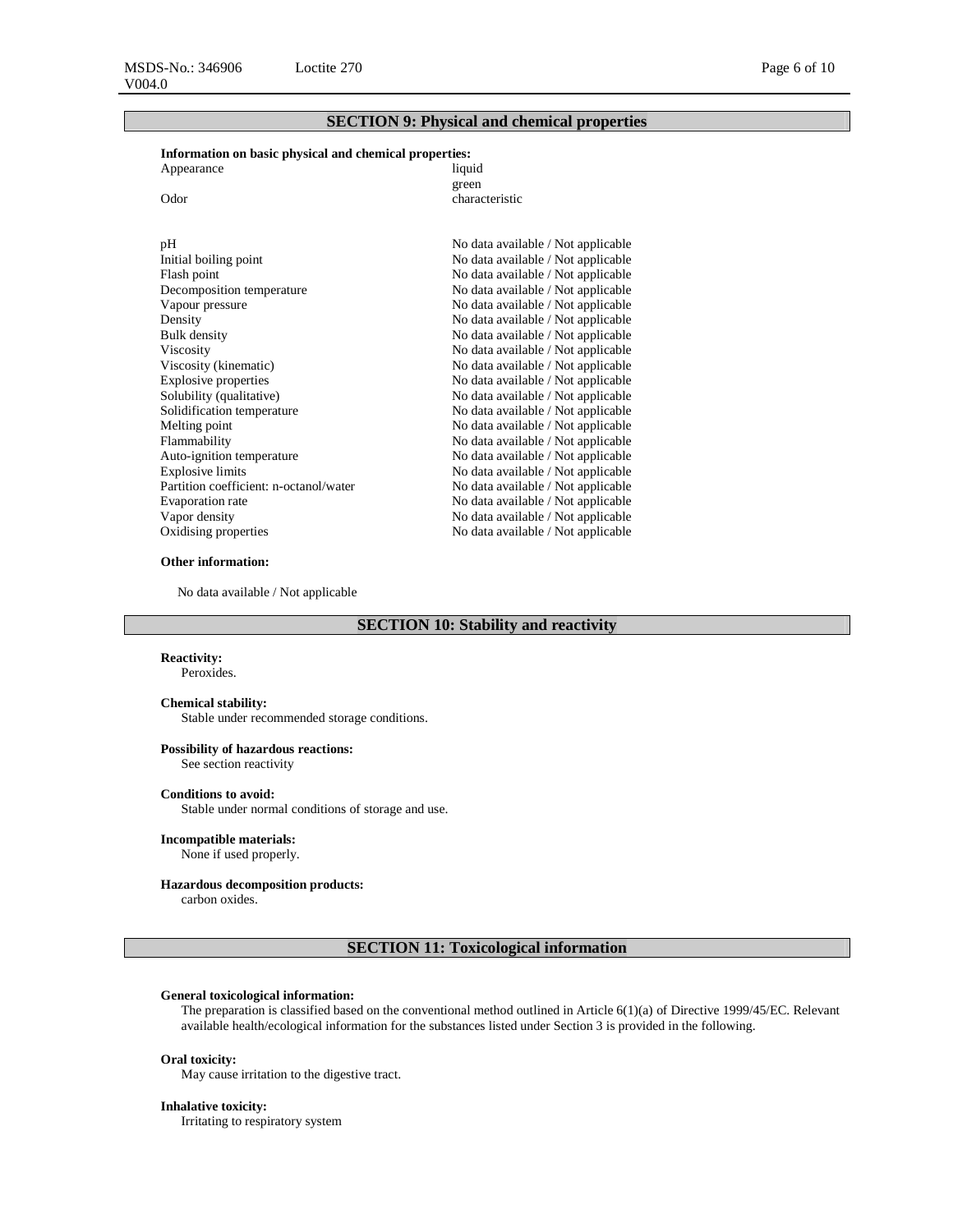## SECTION 9: Physical and chemical properties

**Information on basic physical and chemical properties:**

| | |
|---|---|
| Appearance | liquid<br>green |
| Odor | characteristic |
| pH | No data available / Not applicable |
| Initial boiling point | No data available / Not applicable |
| Flash point | No data available / Not applicable |
| Decomposition temperature | No data available / Not applicable |
| Vapour pressure | No data available / Not applicable |
| Density | No data available / Not applicable |
| Bulk density | No data available / Not applicable |
| Viscosity | No data available / Not applicable |
| Viscosity (kinematic) | No data available / Not applicable |
| Explosive properties | No data available / Not applicable |
| Solubility (qualitative) | No data available / Not applicable |
| Solidification temperature | No data available / Not applicable |
| Melting point | No data available / Not applicable |
| Flammability | No data available / Not applicable |
| Auto-ignition temperature | No data available / Not applicable |
| Explosive limits | No data available / Not applicable |
| Partition coefficient: n-octanol/water | No data available / Not applicable |
| Evaporation rate | No data available / Not applicable |
| Vapor density | No data available / Not applicable |
| Oxidising properties | No data available / Not applicable |

**Other information:**

No data available / Not applicable

## SECTION 10: Stability and reactivity

**Reactivity:**
Peroxides.

**Chemical stability:**
Stable under recommended storage conditions.

**Possibility of hazardous reactions:**
See section reactivity

**Conditions to avoid:**
Stable under normal conditions of storage and use.

**Incompatible materials:**
None if used properly.

**Hazardous decomposition products:**
carbon oxides.

## SECTION 11: Toxicological information

**General toxicological information:**
The preparation is classified based on the conventional method outlined in Article 6(1)(a) of Directive 1999/45/EC. Relevant available health/ecological information for the substances listed under Section 3 is provided in the following.

**Oral toxicity:**
May cause irritation to the digestive tract.

**Inhalative toxicity:**
Irritating to respiratory system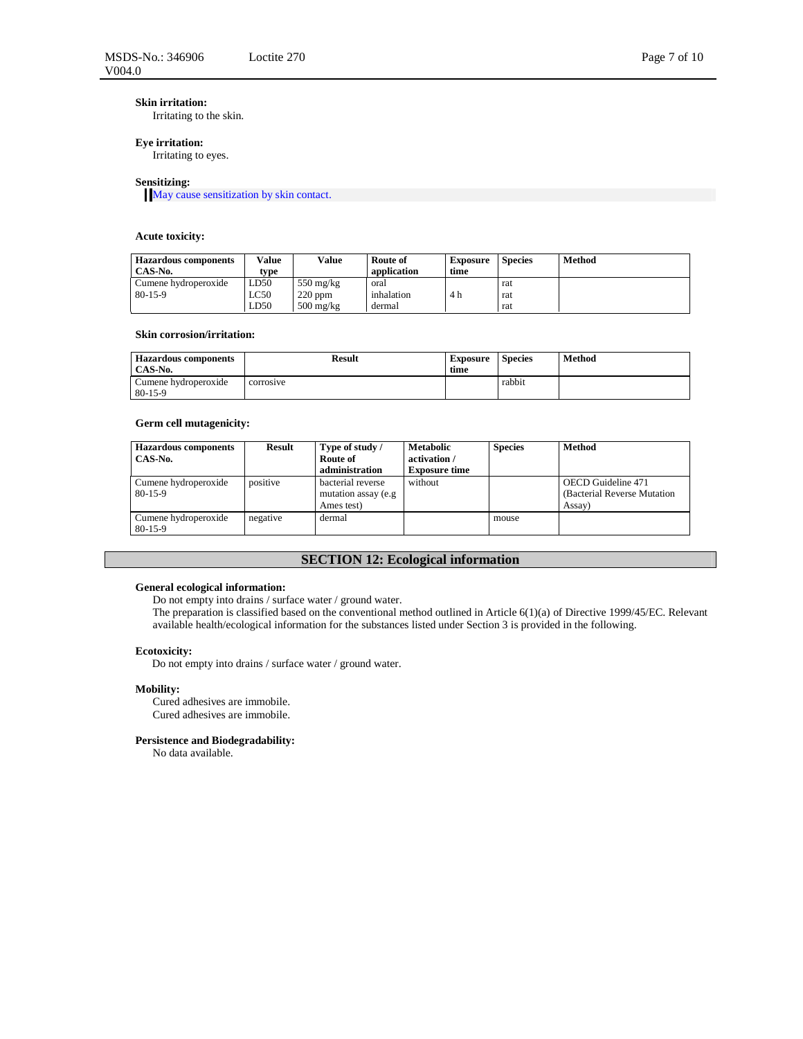**Skin irritation:**
Irritating to the skin.

**Eye irritation:**
Irritating to eyes.

**Sensitizing:**
May cause sensitization by skin contact.

**Acute toxicity:**

| Hazardous components CAS-No. | Value type | Value | Route of application | Exposure time | Species | Method |
|---|---|---|---|---|---|---|
| Cumene hydroperoxide 80-15-9 | LD50<br>LC50<br>LD50 | 550 mg/kg<br>220 ppm<br>500 mg/kg | oral<br>inhalation<br>dermal | <br>4 h<br> | rat<br>rat<br>rat | |

**Skin corrosion/irritation:**

| Hazardous components CAS-No. | Result | Exposure time | Species | Method |
|---|---|---|---|---|
| Cumene hydroperoxide 80-15-9 | corrosive | | rabbit | |

**Germ cell mutagenicity:**

| Hazardous components CAS-No. | Result | Type of study / Route of administration | Metabolic activation / Exposure time | Species | Method |
|---|---|---|---|---|---|
| Cumene hydroperoxide 80-15-9 | positive | bacterial reverse mutation assay (e.g Ames test) | without | | OECD Guideline 471 (Bacterial Reverse Mutation Assay) |
| Cumene hydroperoxide 80-15-9 | negative | dermal | | mouse | |

## SECTION 12: Ecological information

**General ecological information:**
Do not empty into drains / surface water / ground water.
The preparation is classified based on the conventional method outlined in Article 6(1)(a) of Directive 1999/45/EC. Relevant available health/ecological information for the substances listed under Section 3 is provided in the following.

**Ecotoxicity:**
Do not empty into drains / surface water / ground water.

**Mobility:**
Cured adhesives are immobile.
Cured adhesives are immobile.

**Persistence and Biodegradability:**
No data available.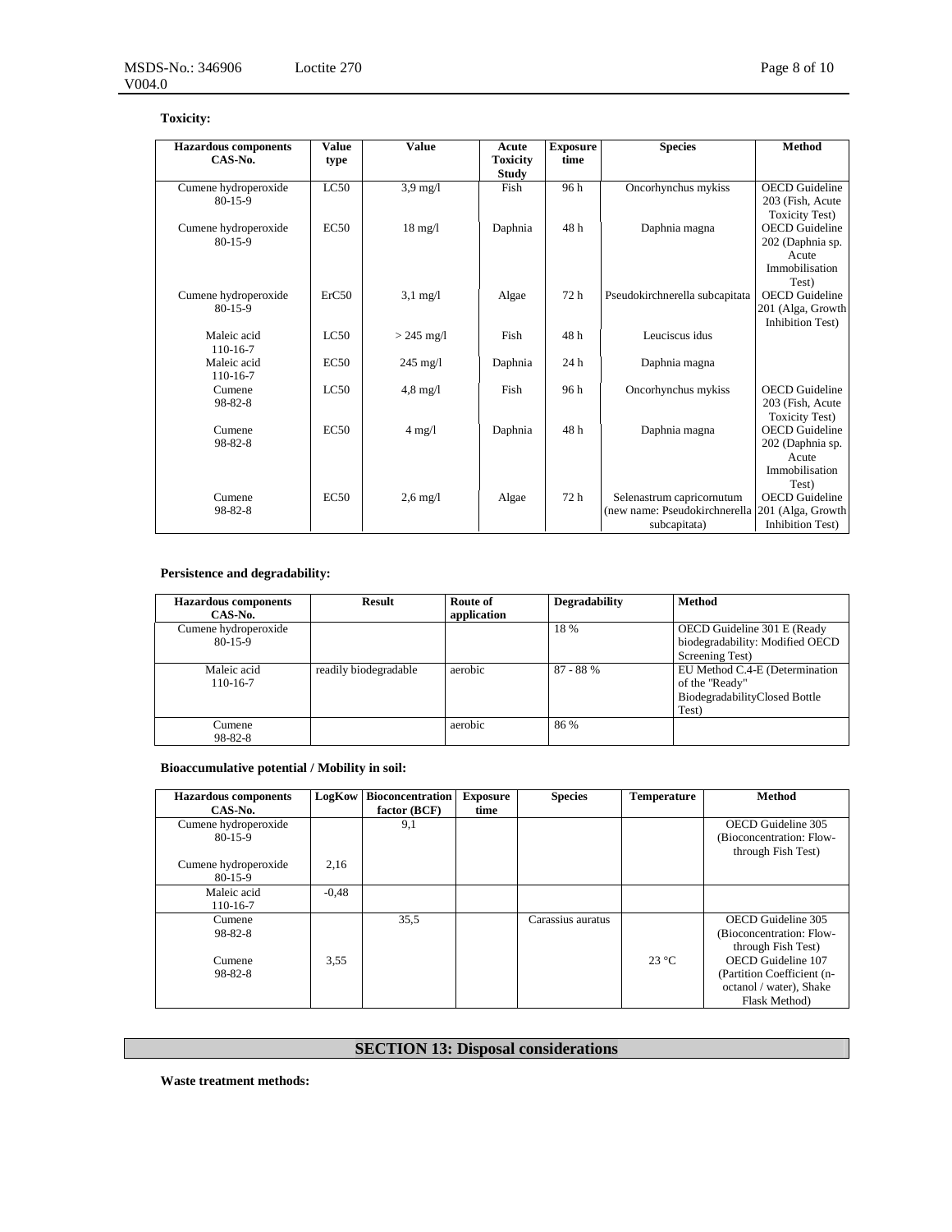**Toxicity:**

| Hazardous components CAS-No. | Value type | Value | Acute Toxicity Study | Exposure time | Species | Method |
|---|---|---|---|---|---|---|
| Cumene hydroperoxide 80-15-9 | LC50 | 3,9 mg/l | Fish | 96 h | Oncorhynchus mykiss | OECD Guideline 203 (Fish, Acute Toxicity Test) |
| Cumene hydroperoxide 80-15-9 | EC50 | 18 mg/l | Daphnia | 48 h | Daphnia magna | OECD Guideline 202 (Daphnia sp. Acute Immobilisation Test) |
| Cumene hydroperoxide 80-15-9 | ErC50 | 3,1 mg/l | Algae | 72 h | Pseudokirchnerella subcapitata | OECD Guideline 201 (Alga, Growth Inhibition Test) |
| Maleic acid 110-16-7 | LC50 | > 245 mg/l | Fish | 48 h | Leuciscus idus | |
| Maleic acid 110-16-7 | EC50 | 245 mg/l | Daphnia | 24 h | Daphnia magna | |
| Cumene 98-82-8 | LC50 | 4,8 mg/l | Fish | 96 h | Oncorhynchus mykiss | OECD Guideline 203 (Fish, Acute Toxicity Test) |
| Cumene 98-82-8 | EC50 | 4 mg/l | Daphnia | 48 h | Daphnia magna | OECD Guideline 202 (Daphnia sp. Acute Immobilisation Test) |
| Cumene 98-82-8 | EC50 | 2,6 mg/l | Algae | 72 h | Selenastrum capricornutum (new name: Pseudokirchnerella subcapitata) | OECD Guideline 201 (Alga, Growth Inhibition Test) |

**Persistence and degradability:**

| Hazardous components CAS-No. | Result | Route of application | Degradability | Method |
|---|---|---|---|---|
| Cumene hydroperoxide 80-15-9 | | | 18 % | OECD Guideline 301 E (Ready biodegradability: Modified OECD Screening Test) |
| Maleic acid 110-16-7 | readily biodegradable | aerobic | 87 - 88 % | EU Method C.4-E (Determination of the "Ready" BiodegradabilityClosed Bottle Test) |
| Cumene 98-82-8 | | aerobic | 86 % | |

**Bioaccumulative potential / Mobility in soil:**

| Hazardous components CAS-No. | LogKow | Bioconcentration factor (BCF) | Exposure time | Species | Temperature | Method |
|---|---|---|---|---|---|---|
| Cumene hydroperoxide 80-15-9 | | 9,1 | | | | OECD Guideline 305 (Bioconcentration: Flow-through Fish Test) |
| Cumene hydroperoxide 80-15-9 | 2,16 | | | | | |
| Maleic acid 110-16-7 | -0,48 | | | | | |
| Cumene 98-82-8 | | 35,5 | | Carassius auratus | | OECD Guideline 305 (Bioconcentration: Flow-through Fish Test) |
| Cumene 98-82-8 | 3,55 | | | | 23 °C | OECD Guideline 107 (Partition Coefficient (n-octanol / water), Shake Flask Method) |

## SECTION 13: Disposal considerations

**Waste treatment methods:**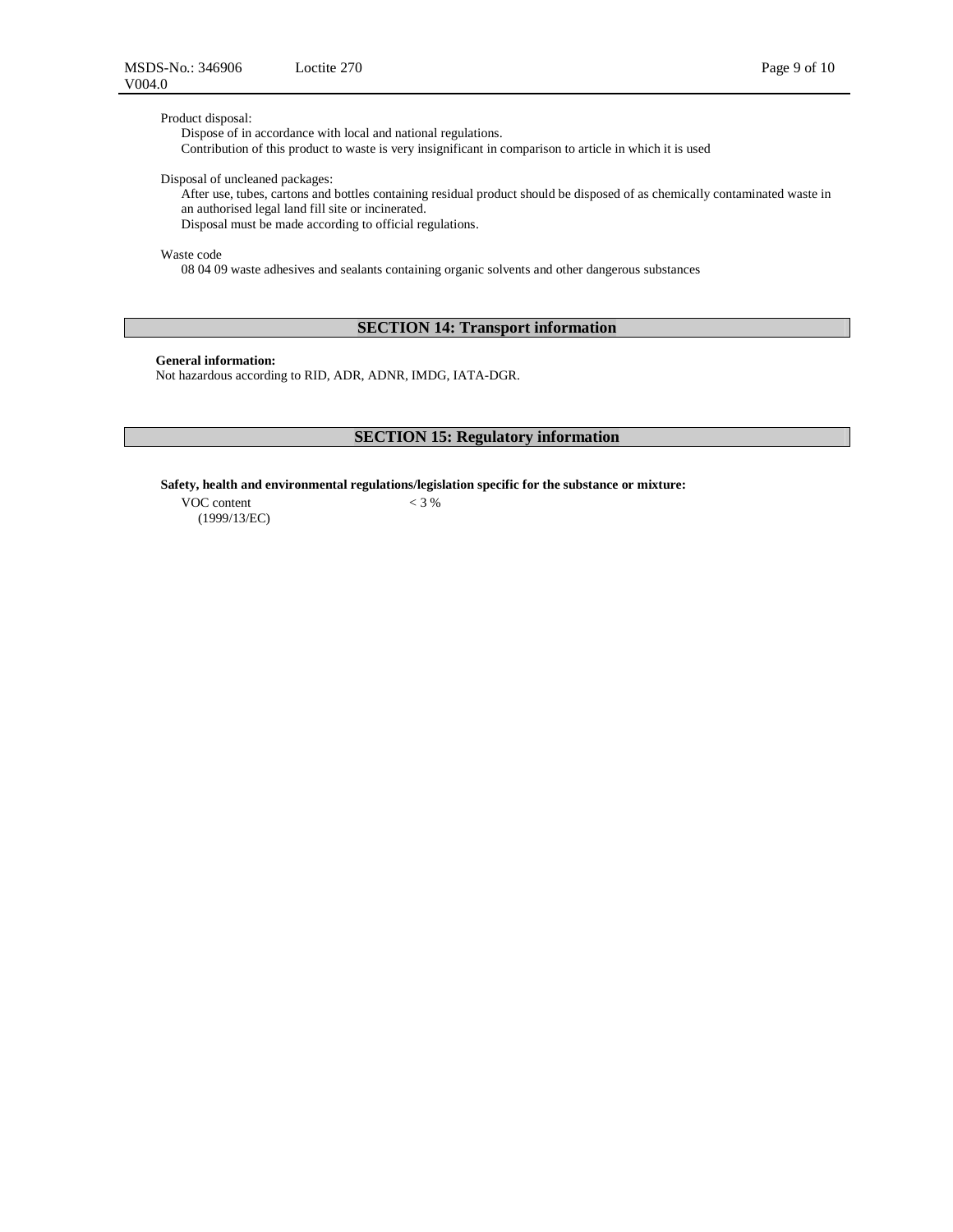Product disposal:

Dispose of in accordance with local and national regulations.
Contribution of this product to waste is very insignificant in comparison to article in which it is used

Disposal of uncleaned packages:

After use, tubes, cartons and bottles containing residual product should be disposed of as chemically contaminated waste in an authorised legal land fill site or incinerated.
Disposal must be made according to official regulations.

Waste code

08 04 09 waste adhesives and sealants containing organic solvents and other dangerous substances

## SECTION 14: Transport information

**General information:**
Not hazardous according to RID, ADR, ADNR, IMDG, IATA-DGR.

## SECTION 15: Regulatory information

**Safety, health and environmental regulations/legislation specific for the substance or mixture:**

VOC content (1999/13/EC) < 3 %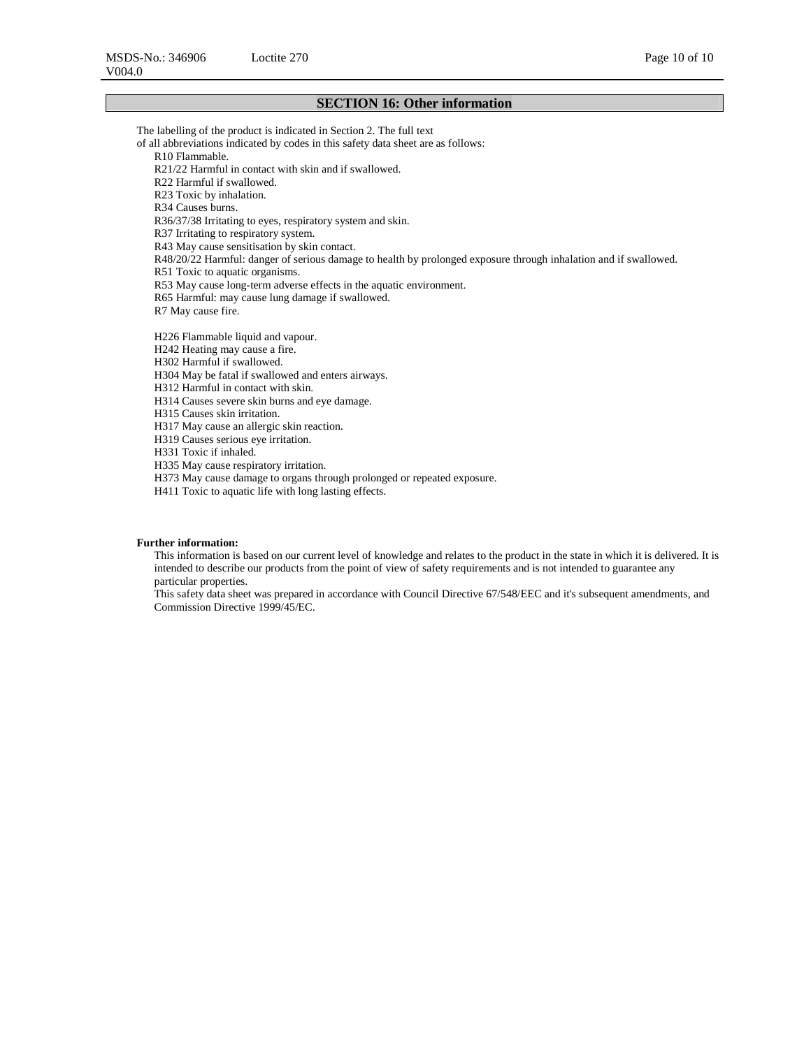## SECTION 16: Other information

The labelling of the product is indicated in Section 2. The full text of all abbreviations indicated by codes in this safety data sheet are as follows:

R10 Flammable.
R21/22 Harmful in contact with skin and if swallowed.
R22 Harmful if swallowed.
R23 Toxic by inhalation.
R34 Causes burns.
R36/37/38 Irritating to eyes, respiratory system and skin.
R37 Irritating to respiratory system.
R43 May cause sensitisation by skin contact.
R48/20/22 Harmful: danger of serious damage to health by prolonged exposure through inhalation and if swallowed.
R51 Toxic to aquatic organisms.
R53 May cause long-term adverse effects in the aquatic environment.
R65 Harmful: may cause lung damage if swallowed.
R7 May cause fire.

H226 Flammable liquid and vapour.
H242 Heating may cause a fire.
H302 Harmful if swallowed.
H304 May be fatal if swallowed and enters airways.
H312 Harmful in contact with skin.
H314 Causes severe skin burns and eye damage.
H315 Causes skin irritation.
H317 May cause an allergic skin reaction.
H319 Causes serious eye irritation.
H331 Toxic if inhaled.
H335 May cause respiratory irritation.
H373 May cause damage to organs through prolonged or repeated exposure.
H411 Toxic to aquatic life with long lasting effects.

**Further information:**

This information is based on our current level of knowledge and relates to the product in the state in which it is delivered. It is intended to describe our products from the point of view of safety requirements and is not intended to guarantee any particular properties.

This safety data sheet was prepared in accordance with Council Directive 67/548/EEC and it's subsequent amendments, and Commission Directive 1999/45/EC.